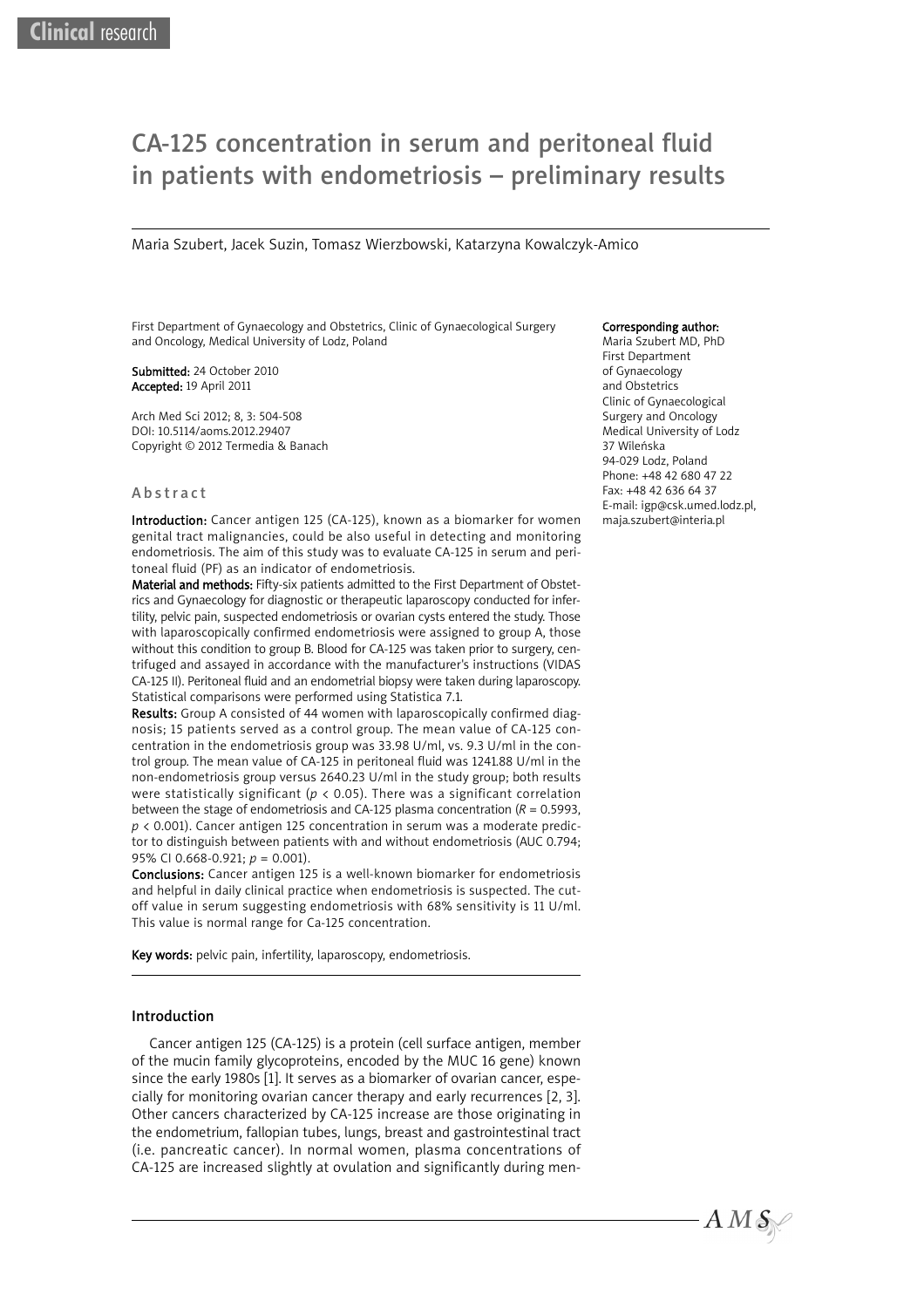Clinical research

# CA-125 concentration in serum and peritoneal fluid in patients with endometriosis – preliminary results

Maria Szubert, Jacek Suzin, Tomasz Wierzbowski, Katarzyna Kowalczyk-Amico

First Department of Gynaecology and Obstetrics, Clinic of Gynaecological Surgery and Oncology, Medical University of Lodz, Poland

**Submitted:** 24 October 2010
**Accepted:** 19 April 2011

Arch Med Sci 2012; 8, 3: 504-508
DOI: 10.5114/aoms.2012.29407
Copyright © 2012 Termedia & Banach

**Corresponding author:**
Maria Szubert MD, PhD
First Department
of Gynaecology
and Obstetrics
Clinic of Gynaecological
Surgery and Oncology
Medical University of Lodz
37 Wileńska
94-029 Lodz, Poland
Phone: +48 42 680 47 22
Fax: +48 42 636 64 37
E-mail: igp@csk.umed.lodz.pl,
maja.szubert@interia.pl

## Abstract

**Introduction:** Cancer antigen 125 (CA-125), known as a biomarker for women genital tract malignancies, could be also useful in detecting and monitoring endometriosis. The aim of this study was to evaluate CA-125 in serum and peritoneal fluid (PF) as an indicator of endometriosis.

**Material and methods:** Fifty-six patients admitted to the First Department of Obstetrics and Gynaecology for diagnostic or therapeutic laparoscopy conducted for infertility, pelvic pain, suspected endometriosis or ovarian cysts entered the study. Those with laparoscopically confirmed endometriosis were assigned to group A, those without this condition to group B. Blood for CA-125 was taken prior to surgery, centrifuged and assayed in accordance with the manufacturer's instructions (VIDAS CA-125 II). Peritoneal fluid and an endometrial biopsy were taken during laparoscopy. Statistical comparisons were performed using Statistica 7.1.

**Results:** Group A consisted of 44 women with laparoscopically confirmed diagnosis; 15 patients served as a control group. The mean value of CA-125 concentration in the endometriosis group was 33.98 U/ml, vs. 9.3 U/ml in the control group. The mean value of CA-125 in peritoneal fluid was 1241.88 U/ml in the non-endometriosis group versus 2640.23 U/ml in the study group; both results were statistically significant ($p < 0.05$). There was a significant correlation between the stage of endometriosis and CA-125 plasma concentration ($R = 0.5993$, $p < 0.001$). Cancer antigen 125 concentration in serum was a moderate predictor to distinguish between patients with and without endometriosis (AUC 0.794; 95% CI 0.668-0.921; $p = 0.001$).

**Conclusions:** Cancer antigen 125 is a well-known biomarker for endometriosis and helpful in daily clinical practice when endometriosis is suspected. The cut-off value in serum suggesting endometriosis with 68% sensitivity is 11 U/ml. This value is normal range for Ca-125 concentration.

**Key words:** pelvic pain, infertility, laparoscopy, endometriosis.

## Introduction

Cancer antigen 125 (CA-125) is a protein (cell surface antigen, member of the mucin family glycoproteins, encoded by the MUC 16 gene) known since the early 1980s [1]. It serves as a biomarker of ovarian cancer, especially for monitoring ovarian cancer therapy and early recurrences [2, 3]. Other cancers characterized by CA-125 increase are those originating in the endometrium, fallopian tubes, lungs, breast and gastrointestinal tract (i.e. pancreatic cancer). In normal women, plasma concentrations of CA-125 are increased slightly at ovulation and significantly during men-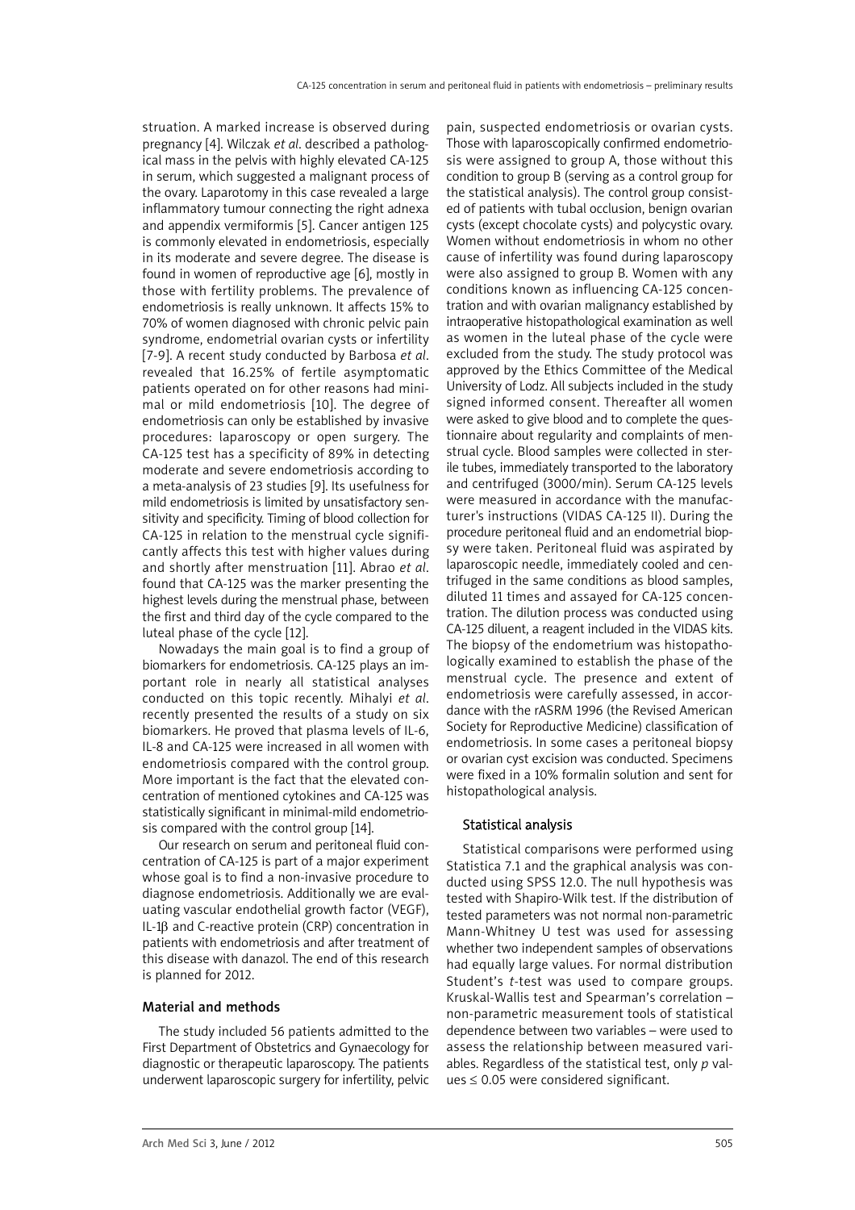struation. A marked increase is observed during pregnancy [4]. Wilczak *et al*. described a pathological mass in the pelvis with highly elevated CA-125 in serum, which suggested a malignant process of the ovary. Laparotomy in this case revealed a large inflammatory tumour connecting the right adnexa and appendix vermiformis [5]. Cancer antigen 125 is commonly elevated in endometriosis, especially in its moderate and severe degree. The disease is found in women of reproductive age [6], mostly in those with fertility problems. The prevalence of endometriosis is really unknown. It affects 15% to 70% of women diagnosed with chronic pelvic pain syndrome, endometrial ovarian cysts or infertility [7-9]. A recent study conducted by Barbosa *et al*. revealed that 16.25% of fertile asymptomatic patients operated on for other reasons had minimal or mild endometriosis [10]. The degree of endometriosis can only be established by invasive procedures: laparoscopy or open surgery. The CA-125 test has a specificity of 89% in detecting moderate and severe endometriosis according to a meta-analysis of 23 studies [9]. Its usefulness for mild endometriosis is limited by unsatisfactory sensitivity and specificity. Timing of blood collection for CA-125 in relation to the menstrual cycle significantly affects this test with higher values during and shortly after menstruation [11]. Abrao *et al*. found that CA-125 was the marker presenting the highest levels during the menstrual phase, between the first and third day of the cycle compared to the luteal phase of the cycle [12].

Nowadays the main goal is to find a group of biomarkers for endometriosis. CA-125 plays an important role in nearly all statistical analyses conducted on this topic recently. Mihalyi *et al*. recently presented the results of a study on six biomarkers. He proved that plasma levels of IL-6, IL-8 and CA-125 were increased in all women with endometriosis compared with the control group. More important is the fact that the elevated concentration of mentioned cytokines and CA-125 was statistically significant in minimal-mild endometriosis compared with the control group [14].

Our research on serum and peritoneal fluid concentration of CA-125 is part of a major experiment whose goal is to find a non-invasive procedure to diagnose endometriosis. Additionally we are evaluating vascular endothelial growth factor (VEGF), IL-1β and C-reactive protein (CRP) concentration in patients with endometriosis and after treatment of this disease with danazol. The end of this research is planned for 2012.

## Material and methods

The study included 56 patients admitted to the First Department of Obstetrics and Gynaecology for diagnostic or therapeutic laparoscopy. The patients underwent laparoscopic surgery for infertility, pelvic pain, suspected endometriosis or ovarian cysts. Those with laparoscopically confirmed endometriosis were assigned to group A, those without this condition to group B (serving as a control group for the statistical analysis). The control group consisted of patients with tubal occlusion, benign ovarian cysts (except chocolate cysts) and polycystic ovary. Women without endometriosis in whom no other cause of infertility was found during laparoscopy were also assigned to group B. Women with any conditions known as influencing CA-125 concentration and with ovarian malignancy established by intraoperative histopathological examination as well as women in the luteal phase of the cycle were excluded from the study. The study protocol was approved by the Ethics Committee of the Medical University of Lodz. All subjects included in the study signed informed consent. Thereafter all women were asked to give blood and to complete the questionnaire about regularity and complaints of menstrual cycle. Blood samples were collected in sterile tubes, immediately transported to the laboratory and centrifuged (3000/min). Serum CA-125 levels were measured in accordance with the manufacturer's instructions (VIDAS CA-125 II). During the procedure peritoneal fluid and an endometrial biopsy were taken. Peritoneal fluid was aspirated by laparoscopic needle, immediately cooled and centrifuged in the same conditions as blood samples, diluted 11 times and assayed for CA-125 concentration. The dilution process was conducted using CA-125 diluent, a reagent included in the VIDAS kits. The biopsy of the endometrium was histopathologically examined to establish the phase of the menstrual cycle. The presence and extent of endometriosis were carefully assessed, in accordance with the rASRM 1996 (the Revised American Society for Reproductive Medicine) classification of endometriosis. In some cases a peritoneal biopsy or ovarian cyst excision was conducted. Specimens were fixed in a 10% formalin solution and sent for histopathological analysis.

### Statistical analysis

Statistical comparisons were performed using Statistica 7.1 and the graphical analysis was conducted using SPSS 12.0. The null hypothesis was tested with Shapiro-Wilk test. If the distribution of tested parameters was not normal non-parametric Mann-Whitney U test was used for assessing whether two independent samples of observations had equally large values. For normal distribution Student's *t*-test was used to compare groups. Kruskal-Wallis test and Spearman's correlation – non-parametric measurement tools of statistical dependence between two variables – were used to assess the relationship between measured variables. Regardless of the statistical test, only $p$ values $\leq 0.05$ were considered significant.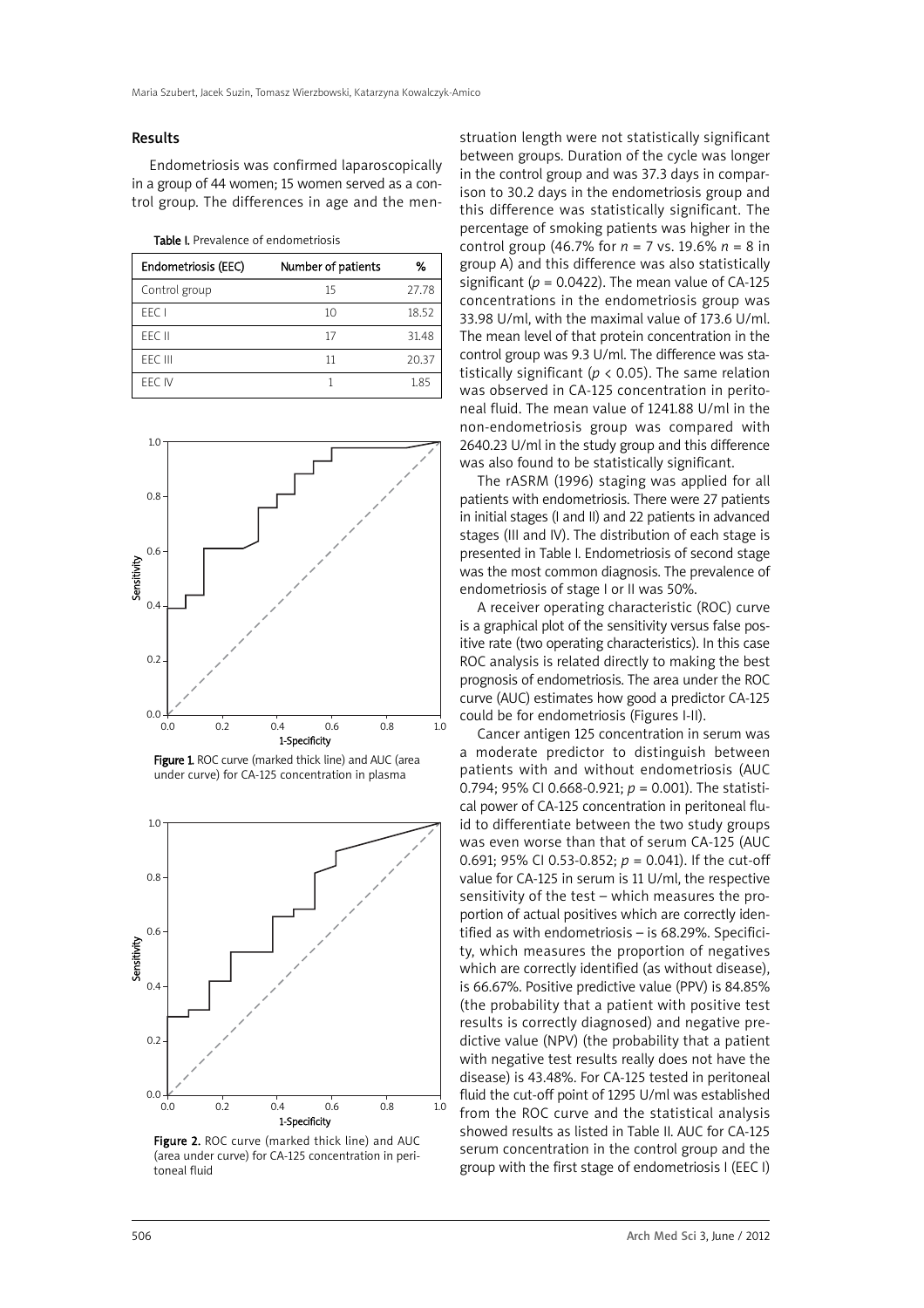## Results

Endometriosis was confirmed laparoscopically in a group of 44 women; 15 women served as a control group. The differences in age and the menstruation length were not statistically significant between groups. Duration of the cycle was longer in the control group and was 37.3 days in comparison to 30.2 days in the endometriosis group and this difference was statistically significant. The percentage of smoking patients was higher in the control group (46.7% for $n$ = 7 vs. 19.6% $n$ = 8 in group A) and this difference was also statistically significant ($p$ = 0.0422). The mean value of CA-125 concentrations in the endometriosis group was 33.98 U/ml, with the maximal value of 173.6 U/ml. The mean level of that protein concentration in the control group was 9.3 U/ml. The difference was statistically significant ($p$ < 0.05). The same relation was observed in CA-125 concentration in peritoneal fluid. The mean value of 1241.88 U/ml in the non-endometriosis group was compared with 2640.23 U/ml in the study group and this difference was also found to be statistically significant.

**Table I.** Prevalence of endometriosis

| Endometriosis (EEC) | Number of patients | % |
|---|---|---|
| Control group | 15 | 27.78 |
| EEC I | 10 | 18.52 |
| EEC II | 17 | 31.48 |
| EEC III | 11 | 20.37 |
| EEC IV | 1 | 1.85 |

**Figure 1.** ROC curve (marked thick line) and AUC (area under curve) for CA-125 concentration in plasma

**Figure 2.** ROC curve (marked thick line) and AUC (area under curve) for CA-125 concentration in peritoneal fluid

The rASRM (1996) staging was applied for all patients with endometriosis. There were 27 patients in initial stages (I and II) and 22 patients in advanced stages (III and IV). The distribution of each stage is presented in Table I. Endometriosis of second stage was the most common diagnosis. The prevalence of endometriosis of stage I or II was 50%.

A receiver operating characteristic (ROC) curve is a graphical plot of the sensitivity versus false positive rate (two operating characteristics). In this case ROC analysis is related directly to making the best prognosis of endometriosis. The area under the ROC curve (AUC) estimates how good a predictor CA-125 could be for endometriosis (Figures I-II).

Cancer antigen 125 concentration in serum was a moderate predictor to distinguish between patients with and without endometriosis (AUC 0.794; 95% CI 0.668-0.921; $p$ = 0.001). The statistical power of CA-125 concentration in peritoneal fluid to differentiate between the two study groups was even worse than that of serum CA-125 (AUC 0.691; 95% CI 0.53-0.852; $p$ = 0.041). If the cut-off value for CA-125 in serum is 11 U/ml, the respective sensitivity of the test – which measures the proportion of actual positives which are correctly identified as with endometriosis – is 68.29%. Specificity, which measures the proportion of negatives which are correctly identified (as without disease), is 66.67%. Positive predictive value (PPV) is 84.85% (the probability that a patient with positive test results is correctly diagnosed) and negative predictive value (NPV) (the probability that a patient with negative test results really does not have the disease) is 43.48%. For CA-125 tested in peritoneal fluid the cut-off point of 1295 U/ml was established from the ROC curve and the statistical analysis showed results as listed in Table II. AUC for CA-125 serum concentration in the control group and the group with the first stage of endometriosis I (EEC I)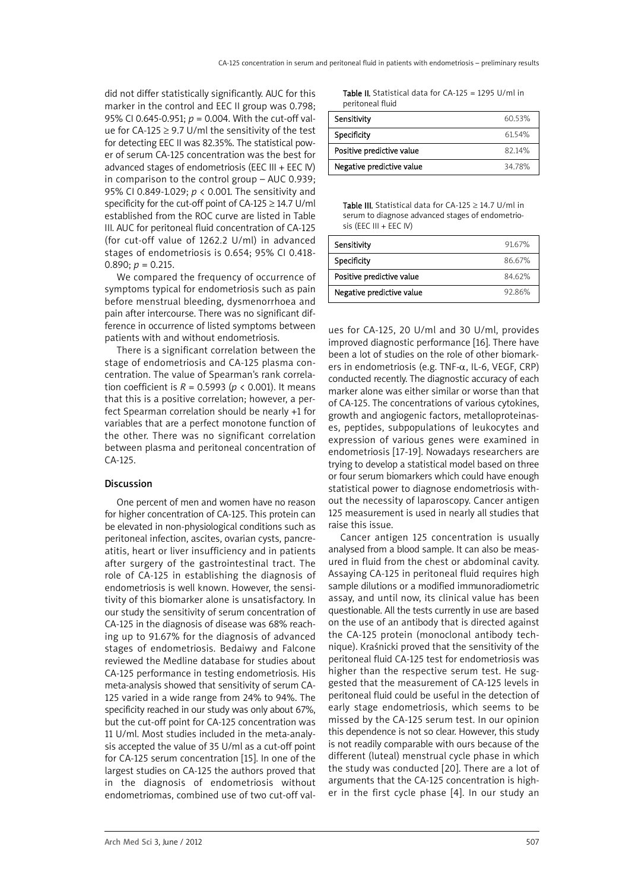did not differ statistically significantly. AUC for this marker in the control and EEC II group was 0.798; 95% CI 0.645-0.951; $p = 0.004$. With the cut-off value for CA-125 ≥ 9.7 U/ml the sensitivity of the test for detecting EEC II was 82.35%. The statistical power of serum CA-125 concentration was the best for advanced stages of endometriosis (EEC III + EEC IV) in comparison to the control group – AUC 0.939; 95% CI 0.849-1.029; $p < 0.001$. The sensitivity and specificity for the cut-off point of CA-125 ≥ 14.7 U/ml established from the ROC curve are listed in Table III. AUC for peritoneal fluid concentration of CA-125 (for cut-off value of 1262.2 U/ml) in advanced stages of endometriosis is 0.654; 95% CI 0.418-0.890; $p = 0.215$.

We compared the frequency of occurrence of symptoms typical for endometriosis such as pain before menstrual bleeding, dysmenorrhoea and pain after intercourse. There was no significant difference in occurrence of listed symptoms between patients with and without endometriosis.

There is a significant correlation between the stage of endometriosis and CA-125 plasma concentration. The value of Spearman's rank correlation coefficient is $R = 0.5993$ ($p < 0.001$). It means that this is a positive correlation; however, a perfect Spearman correlation should be nearly +1 for variables that are a perfect monotone function of the other. There was no significant correlation between plasma and peritoneal concentration of CA-125.

**Table II.** Statistical data for CA-125 = 1295 U/ml in peritoneal fluid

| | |
|---|---|
| Sensitivity | 60.53% |
| Specificity | 61.54% |
| Positive predictive value | 82.14% |
| Negative predictive value | 34.78% |

**Table III.** Statistical data for CA-125 ≥ 14.7 U/ml in serum to diagnose advanced stages of endometriosis (EEC III + EEC IV)

| | |
|---|---|
| Sensitivity | 91.67% |
| Specificity | 86.67% |
| Positive predictive value | 84.62% |
| Negative predictive value | 92.86% |

## Discussion

One percent of men and women have no reason for higher concentration of CA-125. This protein can be elevated in non-physiological conditions such as peritoneal infection, ascites, ovarian cysts, pancreatitis, heart or liver insufficiency and in patients after surgery of the gastrointestinal tract. The role of CA-125 in establishing the diagnosis of endometriosis is well known. However, the sensitivity of this biomarker alone is unsatisfactory. In our study the sensitivity of serum concentration of CA-125 in the diagnosis of disease was 68% reaching up to 91.67% for the diagnosis of advanced stages of endometriosis. Bedaiwy and Falcone reviewed the Medline database for studies about CA-125 performance in testing endometriosis. His meta-analysis showed that sensitivity of serum CA-125 varied in a wide range from 24% to 94%. The specificity reached in our study was only about 67%, but the cut-off point for CA-125 concentration was 11 U/ml. Most studies included in the meta-analysis accepted the value of 35 U/ml as a cut-off point for CA-125 serum concentration [15]. In one of the largest studies on CA-125 the authors proved that in the diagnosis of endometriosis without endometriomas, combined use of two cut-off values for CA-125, 20 U/ml and 30 U/ml, provides improved diagnostic performance [16]. There have been a lot of studies on the role of other biomarkers in endometriosis (e.g. TNF-$\alpha$, IL-6, VEGF, CRP) conducted recently. The diagnostic accuracy of each marker alone was either similar or worse than that of CA-125. The concentrations of various cytokines, growth and angiogenic factors, metalloproteinases, peptides, subpopulations of leukocytes and expression of various genes were examined in endometriosis [17-19]. Nowadays researchers are trying to develop a statistical model based on three or four serum biomarkers which could have enough statistical power to diagnose endometriosis without the necessity of laparoscopy. Cancer antigen 125 measurement is used in nearly all studies that raise this issue.

Cancer antigen 125 concentration is usually analysed from a blood sample. It can also be measured in fluid from the chest or abdominal cavity. Assaying CA-125 in peritoneal fluid requires high sample dilutions or a modified immunoradiometric assay, and until now, its clinical value has been questionable. All the tests currently in use are based on the use of an antibody that is directed against the CA-125 protein (monoclonal antibody technique). Kraśnicki proved that the sensitivity of the peritoneal fluid CA-125 test for endometriosis was higher than the respective serum test. He suggested that the measurement of CA-125 levels in peritoneal fluid could be useful in the detection of early stage endometriosis, which seems to be missed by the CA-125 serum test. In our opinion this dependence is not so clear. However, this study is not readily comparable with ours because of the different (luteal) menstrual cycle phase in which the study was conducted [20]. There are a lot of arguments that the CA-125 concentration is higher in the first cycle phase [4]. In our study an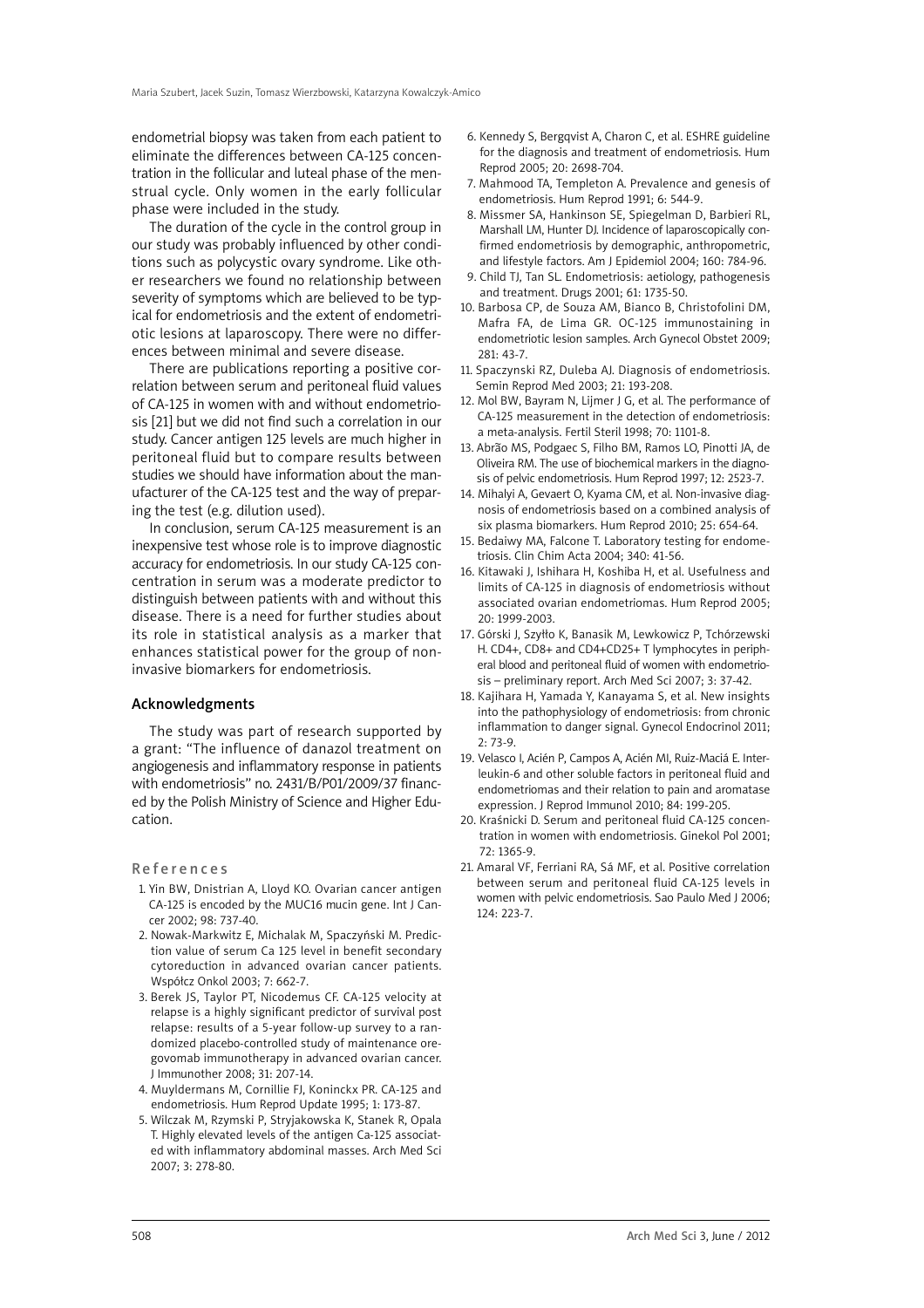endometrial biopsy was taken from each patient to eliminate the differences between CA-125 concentration in the follicular and luteal phase of the menstrual cycle. Only women in the early follicular phase were included in the study.

The duration of the cycle in the control group in our study was probably influenced by other conditions such as polycystic ovary syndrome. Like other researchers we found no relationship between severity of symptoms which are believed to be typical for endometriosis and the extent of endometriotic lesions at laparoscopy. There were no differences between minimal and severe disease.

There are publications reporting a positive correlation between serum and peritoneal fluid values of CA-125 in women with and without endometriosis [21] but we did not find such a correlation in our study. Cancer antigen 125 levels are much higher in peritoneal fluid but to compare results between studies we should have information about the manufacturer of the CA-125 test and the way of preparing the test (e.g. dilution used).

In conclusion, serum CA-125 measurement is an inexpensive test whose role is to improve diagnostic accuracy for endometriosis. In our study CA-125 concentration in serum was a moderate predictor to distinguish between patients with and without this disease. There is a need for further studies about its role in statistical analysis as a marker that enhances statistical power for the group of non-invasive biomarkers for endometriosis.

## Acknowledgments

The study was part of research supported by a grant: "The influence of danazol treatment on angiogenesis and inflammatory response in patients with endometriosis" no. 2431/B/P01/2009/37 financed by the Polish Ministry of Science and Higher Education.

## References

1. Yin BW, Dnistrian A, Lloyd KO. Ovarian cancer antigen CA-125 is encoded by the MUC16 mucin gene. Int J Cancer 2002; 98: 737-40.
2. Nowak-Markwitz E, Michalak M, Spaczyński M. Prediction value of serum Ca 125 level in benefit secondary cytoreduction in advanced ovarian cancer patients. Współcz Onkol 2003; 7: 662-7.
3. Berek JS, Taylor PT, Nicodemus CF. CA-125 velocity at relapse is a highly significant predictor of survival post relapse: results of a 5-year follow-up survey to a randomized placebo-controlled study of maintenance oregovomab immunotherapy in advanced ovarian cancer. J Immunother 2008; 31: 207-14.
4. Muyldermans M, Cornillie FJ, Koninckx PR. CA-125 and endometriosis. Hum Reprod Update 1995; 1: 173-87.
5. Wilczak M, Rzymski P, Stryjakowska K, Stanek R, Opala T. Highly elevated levels of the antigen Ca-125 associated with inflammatory abdominal masses. Arch Med Sci 2007; 3: 278-80.
6. Kennedy S, Bergqvist A, Charon C, et al. ESHRE guideline for the diagnosis and treatment of endometriosis. Hum Reprod 2005; 20: 2698-704.
7. Mahmood TA, Templeton A. Prevalence and genesis of endometriosis. Hum Reprod 1991; 6: 544-9.
8. Missmer SA, Hankinson SE, Spiegelman D, Barbieri RL, Marshall LM, Hunter DJ. Incidence of laparoscopically confirmed endometriosis by demographic, anthropometric, and lifestyle factors. Am J Epidemiol 2004; 160: 784-96.
9. Child TJ, Tan SL. Endometriosis: aetiology, pathogenesis and treatment. Drugs 2001; 61: 1735-50.
10. Barbosa CP, de Souza AM, Bianco B, Christofolini DM, Mafra FA, de Lima GR. OC-125 immunostaining in endometriotic lesion samples. Arch Gynecol Obstet 2009; 281: 43-7.
11. Spaczynski RZ, Duleba AJ. Diagnosis of endometriosis. Semin Reprod Med 2003; 21: 193-208.
12. Mol BW, Bayram N, Lijmer J G, et al. The performance of CA-125 measurement in the detection of endometriosis: a meta-analysis. Fertil Steril 1998; 70: 1101-8.
13. Abrão MS, Podgaec S, Filho BM, Ramos LO, Pinotti JA, de Oliveira RM. The use of biochemical markers in the diagnosis of pelvic endometriosis. Hum Reprod 1997; 12: 2523-7.
14. Mihalyi A, Gevaert O, Kyama CM, et al. Non-invasive diagnosis of endometriosis based on a combined analysis of six plasma biomarkers. Hum Reprod 2010; 25: 654-64.
15. Bedaiwy MA, Falcone T. Laboratory testing for endometriosis. Clin Chim Acta 2004; 340: 41-56.
16. Kitawaki J, Ishihara H, Koshiba H, et al. Usefulness and limits of CA-125 in diagnosis of endometriosis without associated ovarian endometriomas. Hum Reprod 2005; 20: 1999-2003.
17. Górski J, Szyłło K, Banasik M, Lewkowicz P, Tchórzewski H. CD4+, CD8+ and CD4+CD25+ T lymphocytes in peripheral blood and peritoneal fluid of women with endometriosis – preliminary report. Arch Med Sci 2007; 3: 37-42.
18. Kajihara H, Yamada Y, Kanayama S, et al. New insights into the pathophysiology of endometriosis: from chronic inflammation to danger signal. Gynecol Endocrinol 2011; 2: 73-9.
19. Velasco I, Acién P, Campos A, Acién MI, Ruiz-Maciá E. Interleukin-6 and other soluble factors in peritoneal fluid and endometriomas and their relation to pain and aromatase expression. J Reprod Immunol 2010; 84: 199-205.
20. Kraśnicki D. Serum and peritoneal fluid CA-125 concentration in women with endometriosis. Ginekol Pol 2001; 72: 1365-9.
21. Amaral VF, Ferriani RA, Sá MF, et al. Positive correlation between serum and peritoneal fluid CA-125 levels in women with pelvic endometriosis. Sao Paulo Med J 2006; 124: 223-7.